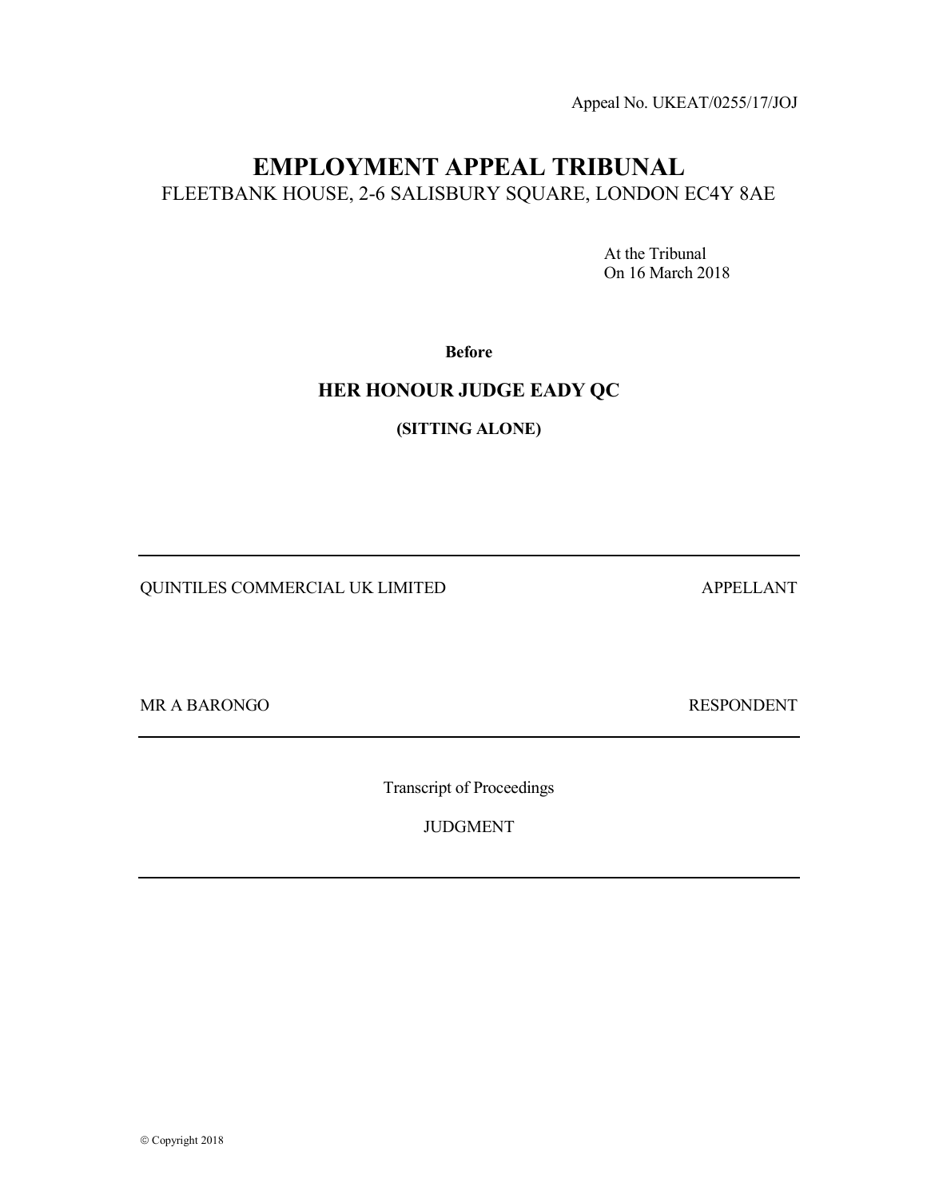Appeal No. UKEAT/0255/17/JOJ

# EMPLOYMENT APPEAL TRIBUNAL

FLEETBANK HOUSE, 2-6 SALISBURY SQUARE, LONDON EC4Y 8AE

At the Tribunal
On 16 March 2018

**Before**

**HER HONOUR JUDGE EADY QC**

**(SITTING ALONE)**

---

QUINTILES COMMERCIAL UK LIMITED — APPELLANT

MR A BARONGO — RESPONDENT

---

Transcript of Proceedings

JUDGMENT

---

© Copyright 2018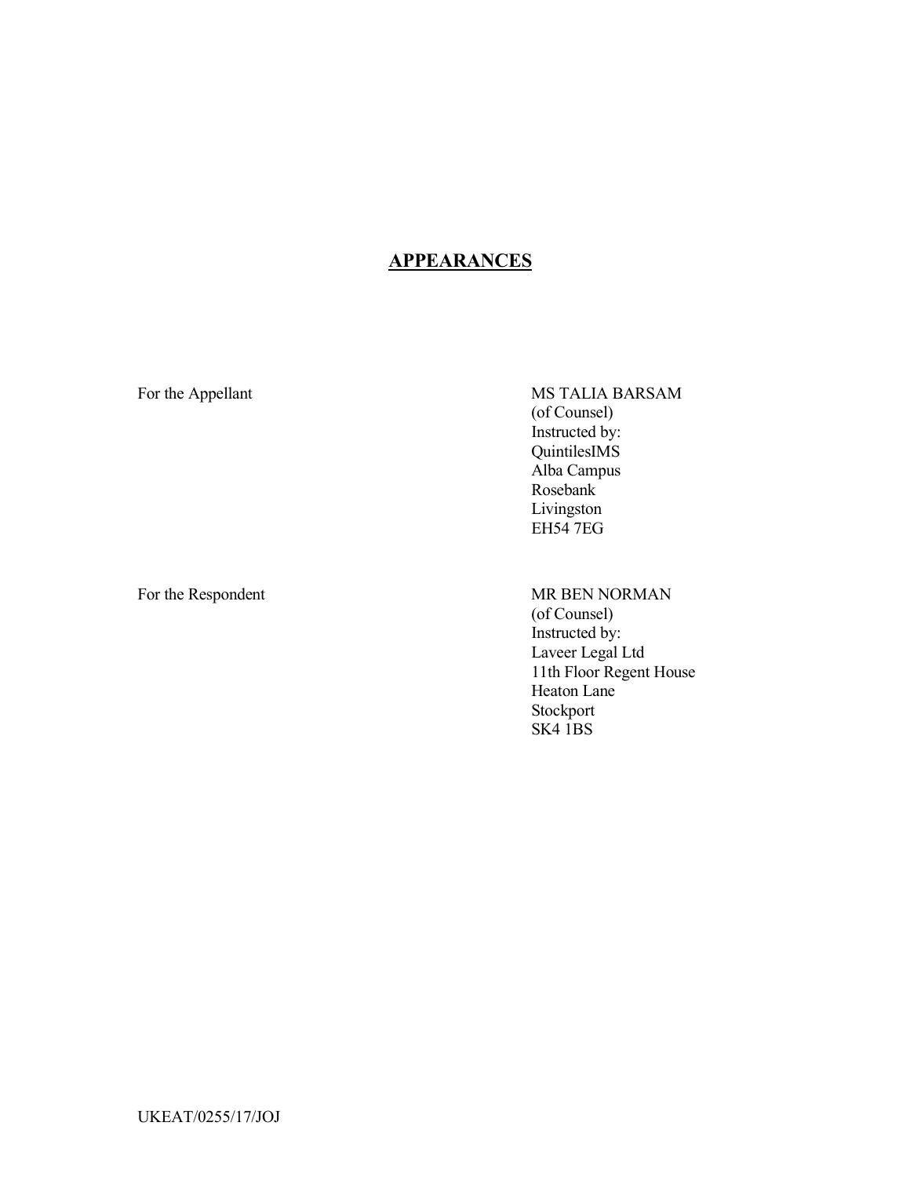## APPEARANCES

| | |
|---|---|
| For the Appellant | MS TALIA BARSAM<br>(of Counsel)<br>Instructed by:<br>QuintilesIMS<br>Alba Campus<br>Rosebank<br>Livingston<br>EH54 7EG |
| For the Respondent | MR BEN NORMAN<br>(of Counsel)<br>Instructed by:<br>Laveer Legal Ltd<br>11th Floor Regent House<br>Heaton Lane<br>Stockport<br>SK4 1BS |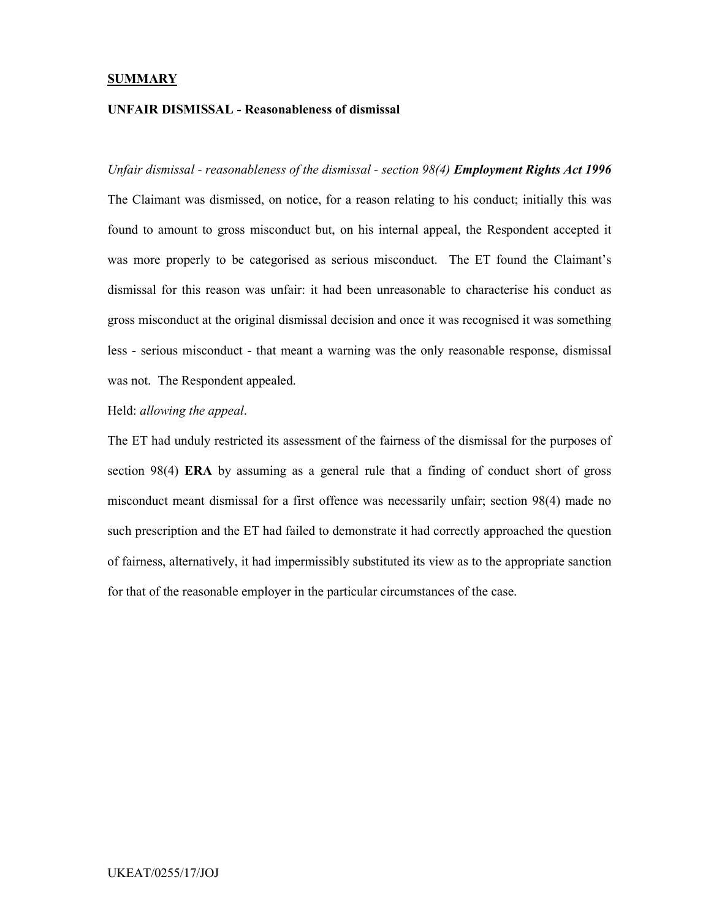**SUMMARY**

**UNFAIR DISMISSAL - Reasonableness of dismissal**

*Unfair dismissal - reasonableness of the dismissal - section 98(4)* ***Employment Rights Act 1996***

The Claimant was dismissed, on notice, for a reason relating to his conduct; initially this was found to amount to gross misconduct but, on his internal appeal, the Respondent accepted it was more properly to be categorised as serious misconduct. The ET found the Claimant's dismissal for this reason was unfair: it had been unreasonable to characterise his conduct as gross misconduct at the original dismissal decision and once it was recognised it was something less - serious misconduct - that meant a warning was the only reasonable response, dismissal was not. The Respondent appealed.

Held: *allowing the appeal*.

The ET had unduly restricted its assessment of the fairness of the dismissal for the purposes of section 98(4) **ERA** by assuming as a general rule that a finding of conduct short of gross misconduct meant dismissal for a first offence was necessarily unfair; section 98(4) made no such prescription and the ET had failed to demonstrate it had correctly approached the question of fairness, alternatively, it had impermissibly substituted its view as to the appropriate sanction for that of the reasonable employer in the particular circumstances of the case.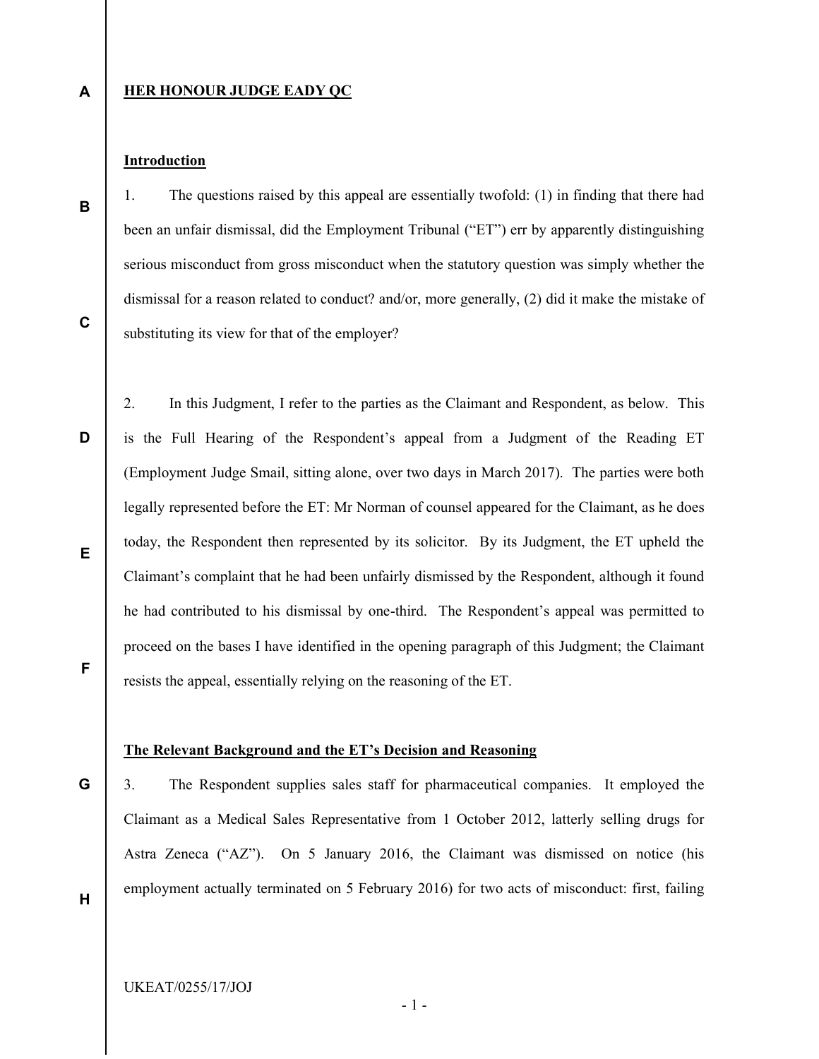**HER HONOUR JUDGE EADY QC**

**Introduction**

1. The questions raised by this appeal are essentially twofold: (1) in finding that there had been an unfair dismissal, did the Employment Tribunal ("ET") err by apparently distinguishing serious misconduct from gross misconduct when the statutory question was simply whether the dismissal for a reason related to conduct? and/or, more generally, (2) did it make the mistake of substituting its view for that of the employer?

2. In this Judgment, I refer to the parties as the Claimant and Respondent, as below. This is the Full Hearing of the Respondent's appeal from a Judgment of the Reading ET (Employment Judge Smail, sitting alone, over two days in March 2017). The parties were both legally represented before the ET: Mr Norman of counsel appeared for the Claimant, as he does today, the Respondent then represented by its solicitor. By its Judgment, the ET upheld the Claimant's complaint that he had been unfairly dismissed by the Respondent, although it found he had contributed to his dismissal by one-third. The Respondent's appeal was permitted to proceed on the bases I have identified in the opening paragraph of this Judgment; the Claimant resists the appeal, essentially relying on the reasoning of the ET.

**The Relevant Background and the ET's Decision and Reasoning**

3. The Respondent supplies sales staff for pharmaceutical companies. It employed the Claimant as a Medical Sales Representative from 1 October 2012, latterly selling drugs for Astra Zeneca ("AZ"). On 5 January 2016, the Claimant was dismissed on notice (his employment actually terminated on 5 February 2016) for two acts of misconduct: first, failing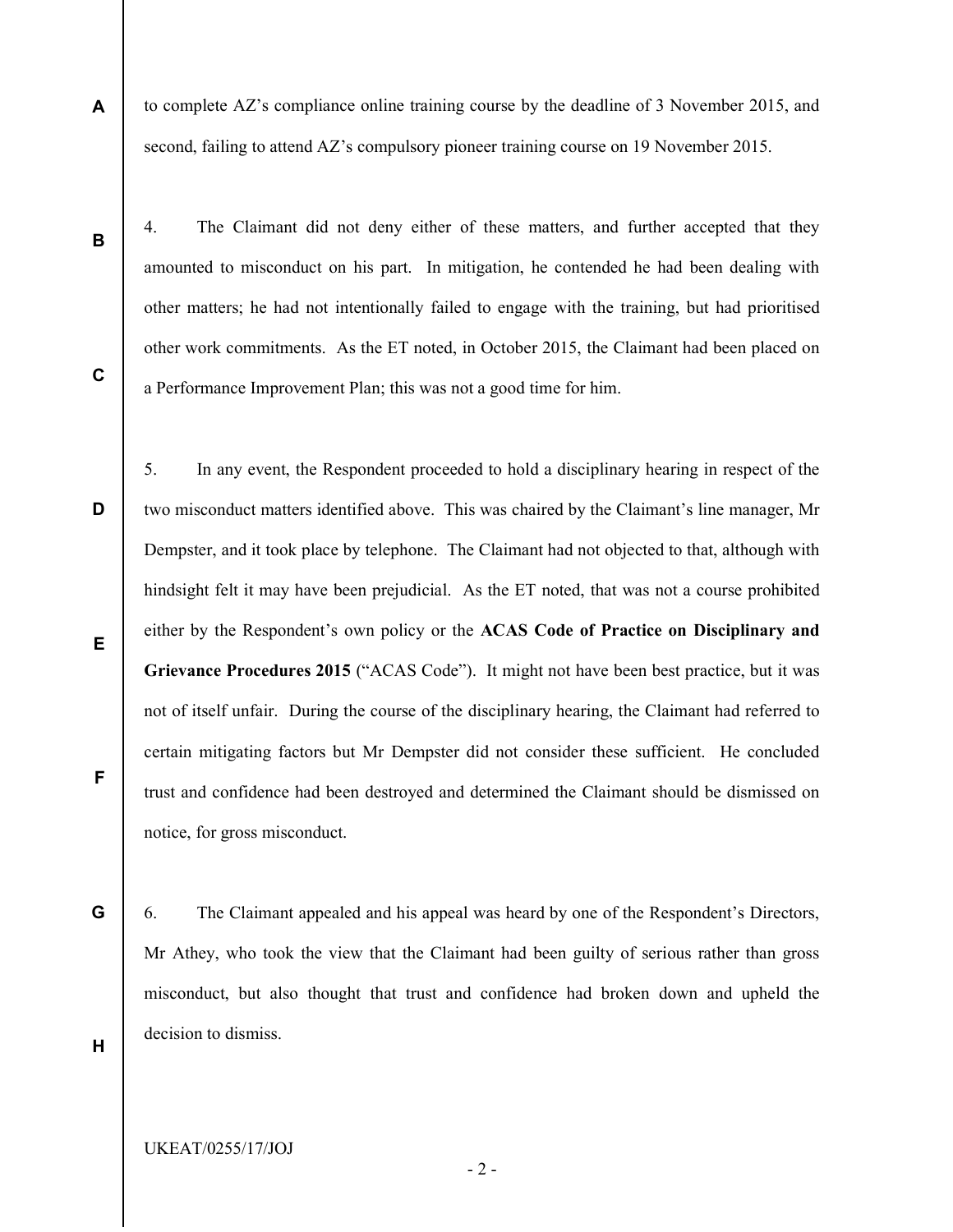to complete AZ's compliance online training course by the deadline of 3 November 2015, and second, failing to attend AZ's compulsory pioneer training course on 19 November 2015.

4. The Claimant did not deny either of these matters, and further accepted that they amounted to misconduct on his part. In mitigation, he contended he had been dealing with other matters; he had not intentionally failed to engage with the training, but had prioritised other work commitments. As the ET noted, in October 2015, the Claimant had been placed on a Performance Improvement Plan; this was not a good time for him.

5. In any event, the Respondent proceeded to hold a disciplinary hearing in respect of the two misconduct matters identified above. This was chaired by the Claimant's line manager, Mr Dempster, and it took place by telephone. The Claimant had not objected to that, although with hindsight felt it may have been prejudicial. As the ET noted, that was not a course prohibited either by the Respondent's own policy or the **ACAS Code of Practice on Disciplinary and Grievance Procedures 2015** ("ACAS Code"). It might not have been best practice, but it was not of itself unfair. During the course of the disciplinary hearing, the Claimant had referred to certain mitigating factors but Mr Dempster did not consider these sufficient. He concluded trust and confidence had been destroyed and determined the Claimant should be dismissed on notice, for gross misconduct.

6. The Claimant appealed and his appeal was heard by one of the Respondent's Directors, Mr Athey, who took the view that the Claimant had been guilty of serious rather than gross misconduct, but also thought that trust and confidence had broken down and upheld the decision to dismiss.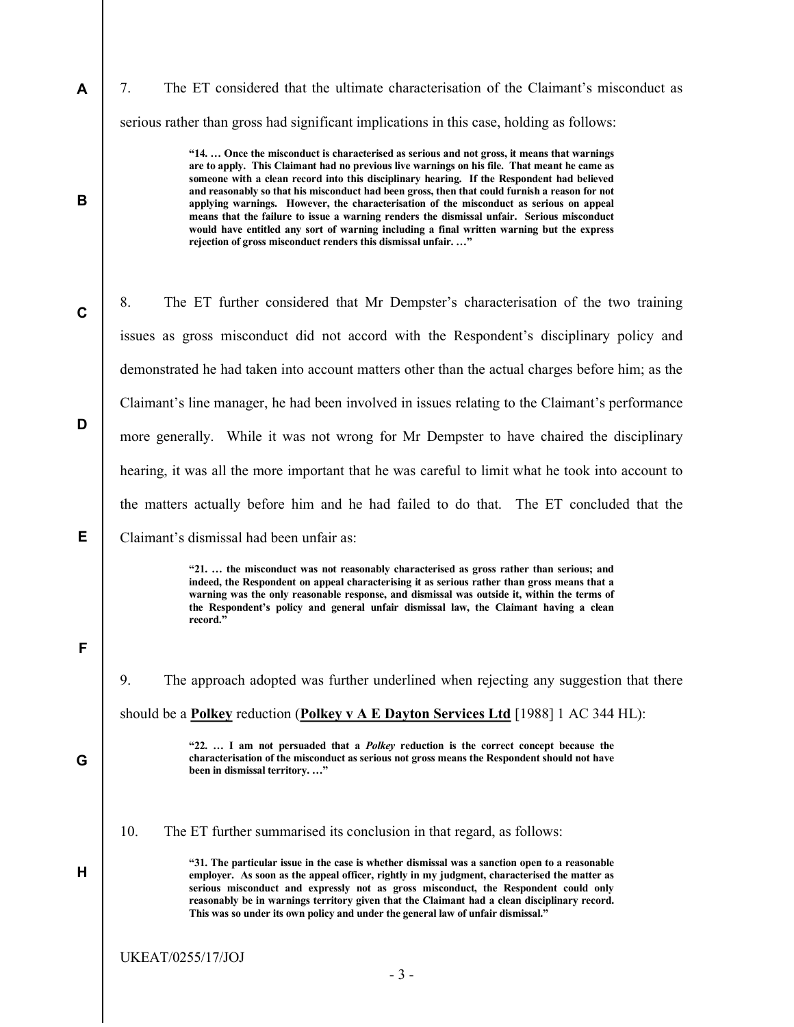7. The ET considered that the ultimate characterisation of the Claimant's misconduct as serious rather than gross had significant implications in this case, holding as follows:

> **"14. … Once the misconduct is characterised as serious and not gross, it means that warnings are to apply. This Claimant had no previous live warnings on his file. That meant he came as someone with a clean record into this disciplinary hearing. If the Respondent had believed and reasonably so that his misconduct had been gross, then that could furnish a reason for not applying warnings. However, the characterisation of the misconduct as serious on appeal means that the failure to issue a warning renders the dismissal unfair. Serious misconduct would have entitled any sort of warning including a final written warning but the express rejection of gross misconduct renders this dismissal unfair. …"**

8. The ET further considered that Mr Dempster's characterisation of the two training issues as gross misconduct did not accord with the Respondent's disciplinary policy and demonstrated he had taken into account matters other than the actual charges before him; as the Claimant's line manager, he had been involved in issues relating to the Claimant's performance more generally. While it was not wrong for Mr Dempster to have chaired the disciplinary hearing, it was all the more important that he was careful to limit what he took into account to the matters actually before him and he had failed to do that. The ET concluded that the Claimant's dismissal had been unfair as:

> **"21. … the misconduct was not reasonably characterised as gross rather than serious; and indeed, the Respondent on appeal characterising it as serious rather than gross means that a warning was the only reasonable response, and dismissal was outside it, within the terms of the Respondent's policy and general unfair dismissal law, the Claimant having a clean record."**

9. The approach adopted was further underlined when rejecting any suggestion that there should be a **Polkey** reduction (**Polkey v A E Dayton Services Ltd** [1988] 1 AC 344 HL):

> **"22. … I am not persuaded that a *Polkey* reduction is the correct concept because the characterisation of the misconduct as serious not gross means the Respondent should not have been in dismissal territory. …"**

10. The ET further summarised its conclusion in that regard, as follows:

> **"31. The particular issue in the case is whether dismissal was a sanction open to a reasonable employer. As soon as the appeal officer, rightly in my judgment, characterised the matter as serious misconduct and expressly not as gross misconduct, the Respondent could only reasonably be in warnings territory given that the Claimant had a clean disciplinary record. This was so under its own policy and under the general law of unfair dismissal."**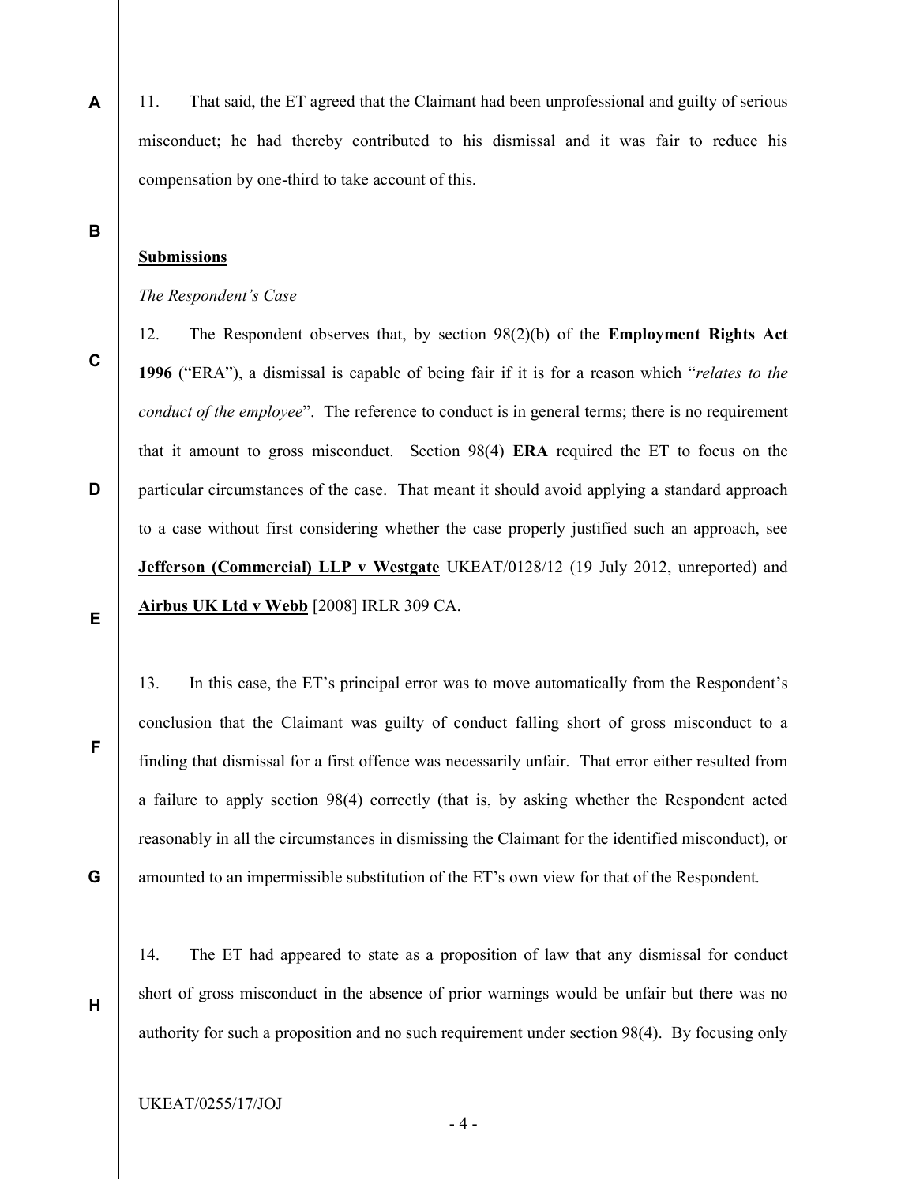11. That said, the ET agreed that the Claimant had been unprofessional and guilty of serious misconduct; he had thereby contributed to his dismissal and it was fair to reduce his compensation by one-third to take account of this.

**Submissions**

*The Respondent's Case*

12. The Respondent observes that, by section 98(2)(b) of the **Employment Rights Act 1996** ("ERA"), a dismissal is capable of being fair if it is for a reason which "*relates to the conduct of the employee*". The reference to conduct is in general terms; there is no requirement that it amount to gross misconduct. Section 98(4) **ERA** required the ET to focus on the particular circumstances of the case. That meant it should avoid applying a standard approach to a case without first considering whether the case properly justified such an approach, see **Jefferson (Commercial) LLP v Westgate** UKEAT/0128/12 (19 July 2012, unreported) and **Airbus UK Ltd v Webb** [2008] IRLR 309 CA.

13. In this case, the ET's principal error was to move automatically from the Respondent's conclusion that the Claimant was guilty of conduct falling short of gross misconduct to a finding that dismissal for a first offence was necessarily unfair. That error either resulted from a failure to apply section 98(4) correctly (that is, by asking whether the Respondent acted reasonably in all the circumstances in dismissing the Claimant for the identified misconduct), or amounted to an impermissible substitution of the ET's own view for that of the Respondent.

14. The ET had appeared to state as a proposition of law that any dismissal for conduct short of gross misconduct in the absence of prior warnings would be unfair but there was no authority for such a proposition and no such requirement under section 98(4). By focusing only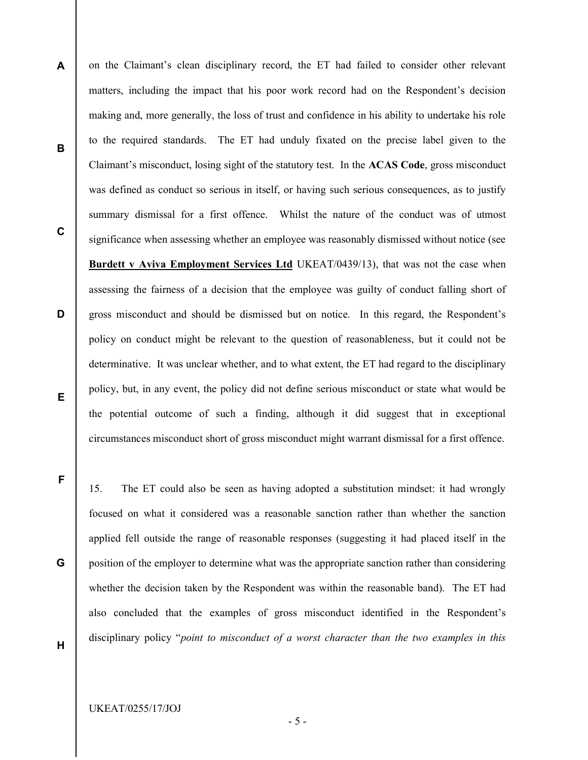on the Claimant's clean disciplinary record, the ET had failed to consider other relevant matters, including the impact that his poor work record had on the Respondent's decision making and, more generally, the loss of trust and confidence in his ability to undertake his role to the required standards. The ET had unduly fixated on the precise label given to the Claimant's misconduct, losing sight of the statutory test. In the **ACAS Code**, gross misconduct was defined as conduct so serious in itself, or having such serious consequences, as to justify summary dismissal for a first offence. Whilst the nature of the conduct was of utmost significance when assessing whether an employee was reasonably dismissed without notice (see **Burdett v Aviva Employment Services Ltd** UKEAT/0439/13), that was not the case when assessing the fairness of a decision that the employee was guilty of conduct falling short of gross misconduct and should be dismissed but on notice. In this regard, the Respondent's policy on conduct might be relevant to the question of reasonableness, but it could not be determinative. It was unclear whether, and to what extent, the ET had regard to the disciplinary policy, but, in any event, the policy did not define serious misconduct or state what would be the potential outcome of such a finding, although it did suggest that in exceptional circumstances misconduct short of gross misconduct might warrant dismissal for a first offence.

15. The ET could also be seen as having adopted a substitution mindset: it had wrongly focused on what it considered was a reasonable sanction rather than whether the sanction applied fell outside the range of reasonable responses (suggesting it had placed itself in the position of the employer to determine what was the appropriate sanction rather than considering whether the decision taken by the Respondent was within the reasonable band). The ET had also concluded that the examples of gross misconduct identified in the Respondent's disciplinary policy "*point to misconduct of a worst character than the two examples in this*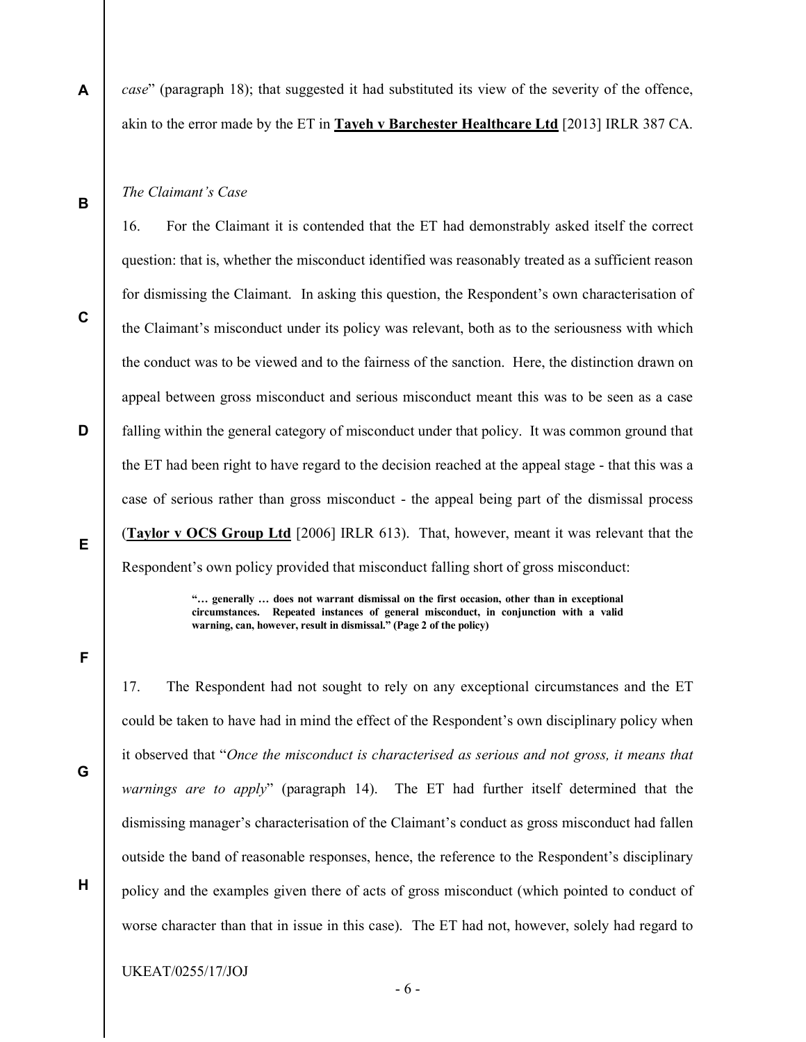*case*" (paragraph 18); that suggested it had substituted its view of the severity of the offence, akin to the error made by the ET in **Tayeh v Barchester Healthcare Ltd** [2013] IRLR 387 CA.

*The Claimant's Case*

16. For the Claimant it is contended that the ET had demonstrably asked itself the correct question: that is, whether the misconduct identified was reasonably treated as a sufficient reason for dismissing the Claimant. In asking this question, the Respondent's own characterisation of the Claimant's misconduct under its policy was relevant, both as to the seriousness with which the conduct was to be viewed and to the fairness of the sanction. Here, the distinction drawn on appeal between gross misconduct and serious misconduct meant this was to be seen as a case falling within the general category of misconduct under that policy. It was common ground that the ET had been right to have regard to the decision reached at the appeal stage - that this was a case of serious rather than gross misconduct - the appeal being part of the dismissal process (**Taylor v OCS Group Ltd** [2006] IRLR 613). That, however, meant it was relevant that the Respondent's own policy provided that misconduct falling short of gross misconduct:

> **"… generally … does not warrant dismissal on the first occasion, other than in exceptional circumstances. Repeated instances of general misconduct, in conjunction with a valid warning, can, however, result in dismissal." (Page 2 of the policy)**

17. The Respondent had not sought to rely on any exceptional circumstances and the ET could be taken to have had in mind the effect of the Respondent's own disciplinary policy when it observed that "*Once the misconduct is characterised as serious and not gross, it means that warnings are to apply*" (paragraph 14). The ET had further itself determined that the dismissing manager's characterisation of the Claimant's conduct as gross misconduct had fallen outside the band of reasonable responses, hence, the reference to the Respondent's disciplinary policy and the examples given there of acts of gross misconduct (which pointed to conduct of worse character than that in issue in this case). The ET had not, however, solely had regard to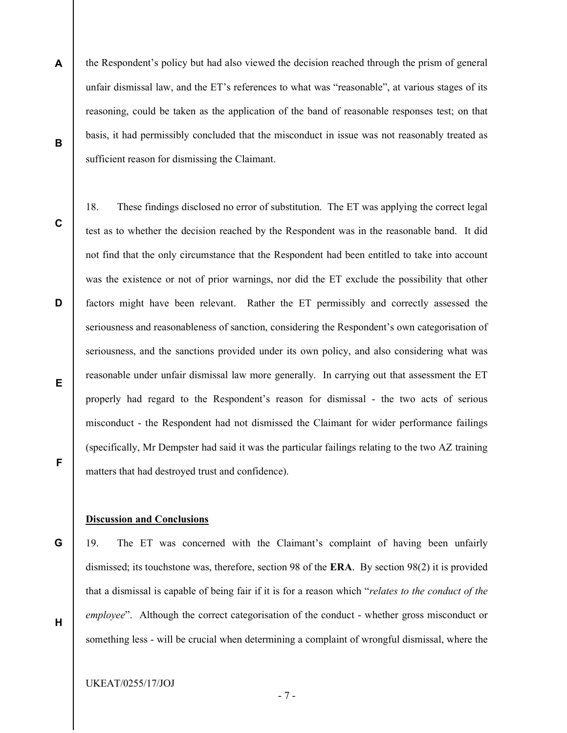the Respondent's policy but had also viewed the decision reached through the prism of general unfair dismissal law, and the ET's references to what was "reasonable", at various stages of its reasoning, could be taken as the application of the band of reasonable responses test; on that basis, it had permissibly concluded that the misconduct in issue was not reasonably treated as sufficient reason for dismissing the Claimant.

18. These findings disclosed no error of substitution. The ET was applying the correct legal test as to whether the decision reached by the Respondent was in the reasonable band. It did not find that the only circumstance that the Respondent had been entitled to take into account was the existence or not of prior warnings, nor did the ET exclude the possibility that other factors might have been relevant. Rather the ET permissibly and correctly assessed the seriousness and reasonableness of sanction, considering the Respondent's own categorisation of seriousness, and the sanctions provided under its own policy, and also considering what was reasonable under unfair dismissal law more generally. In carrying out that assessment the ET properly had regard to the Respondent's reason for dismissal - the two acts of serious misconduct - the Respondent had not dismissed the Claimant for wider performance failings (specifically, Mr Dempster had said it was the particular failings relating to the two AZ training matters that had destroyed trust and confidence).

## Discussion and Conclusions

19. The ET was concerned with the Claimant's complaint of having been unfairly dismissed; its touchstone was, therefore, section 98 of the **ERA**. By section 98(2) it is provided that a dismissal is capable of being fair if it is for a reason which "*relates to the conduct of the employee*". Although the correct categorisation of the conduct - whether gross misconduct or something less - will be crucial when determining a complaint of wrongful dismissal, where the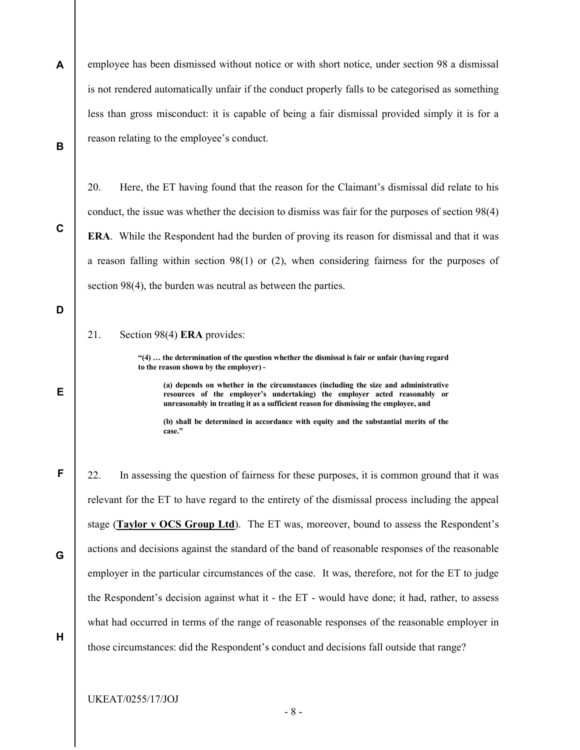employee has been dismissed without notice or with short notice, under section 98 a dismissal is not rendered automatically unfair if the conduct properly falls to be categorised as something less than gross misconduct: it is capable of being a fair dismissal provided simply it is for a reason relating to the employee's conduct.

20. Here, the ET having found that the reason for the Claimant's dismissal did relate to his conduct, the issue was whether the decision to dismiss was fair for the purposes of section 98(4) **ERA**. While the Respondent had the burden of proving its reason for dismissal and that it was a reason falling within section 98(1) or (2), when considering fairness for the purposes of section 98(4), the burden was neutral as between the parties.

21. Section 98(4) **ERA** provides:

> **"(4) … the determination of the question whether the dismissal is fair or unfair (having regard to the reason shown by the employer) -**
>
> > **(a) depends on whether in the circumstances (including the size and administrative resources of the employer's undertaking) the employer acted reasonably or unreasonably in treating it as a sufficient reason for dismissing the employee, and**
> >
> > **(b) shall be determined in accordance with equity and the substantial merits of the case."**

22. In assessing the question of fairness for these purposes, it is common ground that it was relevant for the ET to have regard to the entirety of the dismissal process including the appeal stage (**Taylor v OCS Group Ltd**). The ET was, moreover, bound to assess the Respondent's actions and decisions against the standard of the band of reasonable responses of the reasonable employer in the particular circumstances of the case. It was, therefore, not for the ET to judge the Respondent's decision against what it - the ET - would have done; it had, rather, to assess what had occurred in terms of the range of reasonable responses of the reasonable employer in those circumstances: did the Respondent's conduct and decisions fall outside that range?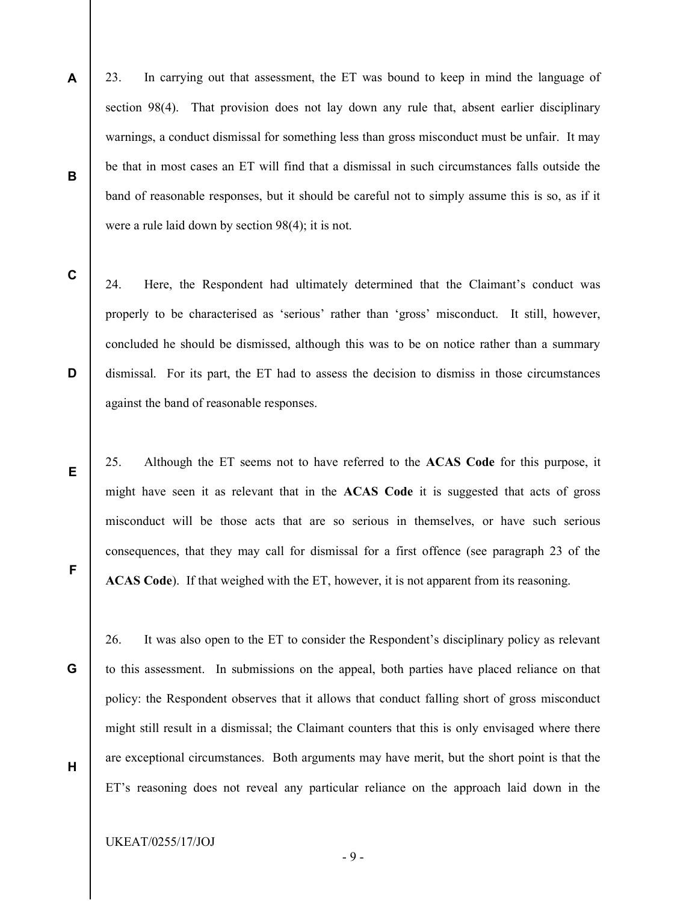23. In carrying out that assessment, the ET was bound to keep in mind the language of section 98(4). That provision does not lay down any rule that, absent earlier disciplinary warnings, a conduct dismissal for something less than gross misconduct must be unfair. It may be that in most cases an ET will find that a dismissal in such circumstances falls outside the band of reasonable responses, but it should be careful not to simply assume this is so, as if it were a rule laid down by section 98(4); it is not.

24. Here, the Respondent had ultimately determined that the Claimant's conduct was properly to be characterised as 'serious' rather than 'gross' misconduct. It still, however, concluded he should be dismissed, although this was to be on notice rather than a summary dismissal. For its part, the ET had to assess the decision to dismiss in those circumstances against the band of reasonable responses.

25. Although the ET seems not to have referred to the **ACAS Code** for this purpose, it might have seen it as relevant that in the **ACAS Code** it is suggested that acts of gross misconduct will be those acts that are so serious in themselves, or have such serious consequences, that they may call for dismissal for a first offence (see paragraph 23 of the **ACAS Code**). If that weighed with the ET, however, it is not apparent from its reasoning.

26. It was also open to the ET to consider the Respondent's disciplinary policy as relevant to this assessment. In submissions on the appeal, both parties have placed reliance on that policy: the Respondent observes that it allows that conduct falling short of gross misconduct might still result in a dismissal; the Claimant counters that this is only envisaged where there are exceptional circumstances. Both arguments may have merit, but the short point is that the ET's reasoning does not reveal any particular reliance on the approach laid down in the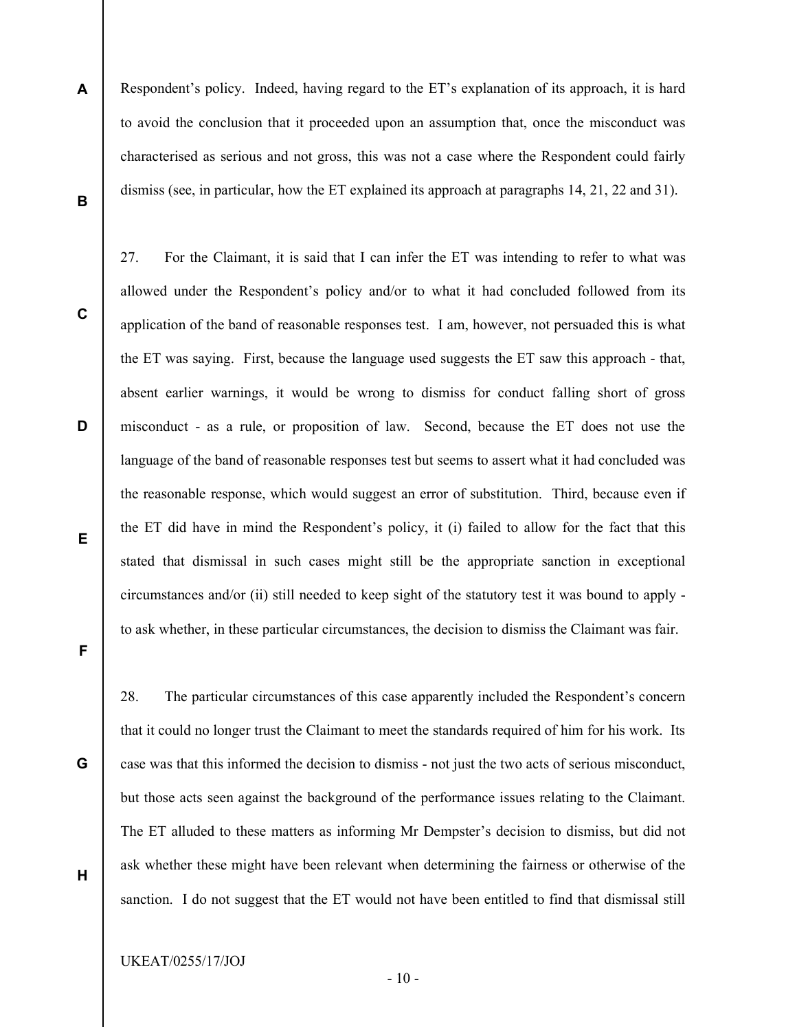Respondent's policy. Indeed, having regard to the ET's explanation of its approach, it is hard to avoid the conclusion that it proceeded upon an assumption that, once the misconduct was characterised as serious and not gross, this was not a case where the Respondent could fairly dismiss (see, in particular, how the ET explained its approach at paragraphs 14, 21, 22 and 31).

27. For the Claimant, it is said that I can infer the ET was intending to refer to what was allowed under the Respondent's policy and/or to what it had concluded followed from its application of the band of reasonable responses test. I am, however, not persuaded this is what the ET was saying. First, because the language used suggests the ET saw this approach - that, absent earlier warnings, it would be wrong to dismiss for conduct falling short of gross misconduct - as a rule, or proposition of law. Second, because the ET does not use the language of the band of reasonable responses test but seems to assert what it had concluded was the reasonable response, which would suggest an error of substitution. Third, because even if the ET did have in mind the Respondent's policy, it (i) failed to allow for the fact that this stated that dismissal in such cases might still be the appropriate sanction in exceptional circumstances and/or (ii) still needed to keep sight of the statutory test it was bound to apply - to ask whether, in these particular circumstances, the decision to dismiss the Claimant was fair.

28. The particular circumstances of this case apparently included the Respondent's concern that it could no longer trust the Claimant to meet the standards required of him for his work. Its case was that this informed the decision to dismiss - not just the two acts of serious misconduct, but those acts seen against the background of the performance issues relating to the Claimant. The ET alluded to these matters as informing Mr Dempster's decision to dismiss, but did not ask whether these might have been relevant when determining the fairness or otherwise of the sanction. I do not suggest that the ET would not have been entitled to find that dismissal still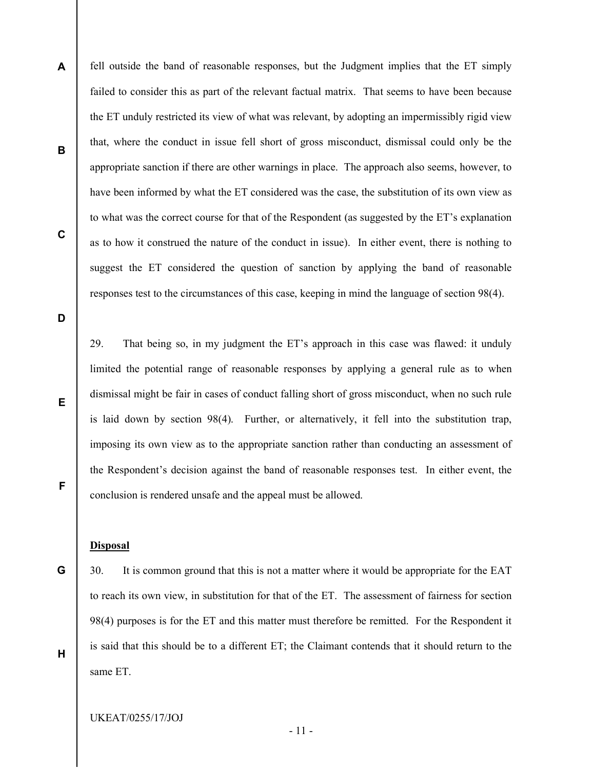fell outside the band of reasonable responses, but the Judgment implies that the ET simply failed to consider this as part of the relevant factual matrix. That seems to have been because the ET unduly restricted its view of what was relevant, by adopting an impermissibly rigid view that, where the conduct in issue fell short of gross misconduct, dismissal could only be the appropriate sanction if there are other warnings in place. The approach also seems, however, to have been informed by what the ET considered was the case, the substitution of its own view as to what was the correct course for that of the Respondent (as suggested by the ET's explanation as to how it construed the nature of the conduct in issue). In either event, there is nothing to suggest the ET considered the question of sanction by applying the band of reasonable responses test to the circumstances of this case, keeping in mind the language of section 98(4).

29. That being so, in my judgment the ET's approach in this case was flawed: it unduly limited the potential range of reasonable responses by applying a general rule as to when dismissal might be fair in cases of conduct falling short of gross misconduct, when no such rule is laid down by section 98(4). Further, or alternatively, it fell into the substitution trap, imposing its own view as to the appropriate sanction rather than conducting an assessment of the Respondent's decision against the band of reasonable responses test. In either event, the conclusion is rendered unsafe and the appeal must be allowed.

**Disposal**

30. It is common ground that this is not a matter where it would be appropriate for the EAT to reach its own view, in substitution for that of the ET. The assessment of fairness for section 98(4) purposes is for the ET and this matter must therefore be remitted. For the Respondent it is said that this should be to a different ET; the Claimant contends that it should return to the same ET.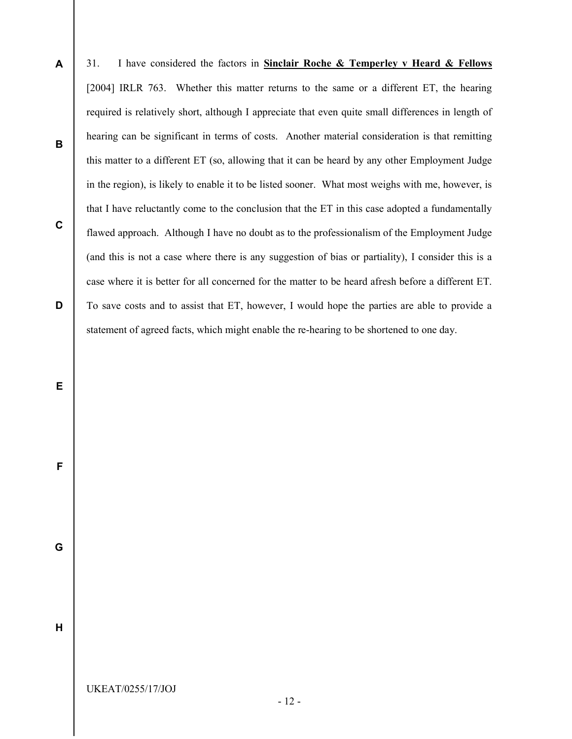31. I have considered the factors in **Sinclair Roche & Temperley v Heard & Fellows** [2004] IRLR 763. Whether this matter returns to the same or a different ET, the hearing required is relatively short, although I appreciate that even quite small differences in length of hearing can be significant in terms of costs. Another material consideration is that remitting this matter to a different ET (so, allowing that it can be heard by any other Employment Judge in the region), is likely to enable it to be listed sooner. What most weighs with me, however, is that I have reluctantly come to the conclusion that the ET in this case adopted a fundamentally flawed approach. Although I have no doubt as to the professionalism of the Employment Judge (and this is not a case where there is any suggestion of bias or partiality), I consider this is a case where it is better for all concerned for the matter to be heard afresh before a different ET. To save costs and to assist that ET, however, I would hope the parties are able to provide a statement of agreed facts, which might enable the re-hearing to be shortened to one day.